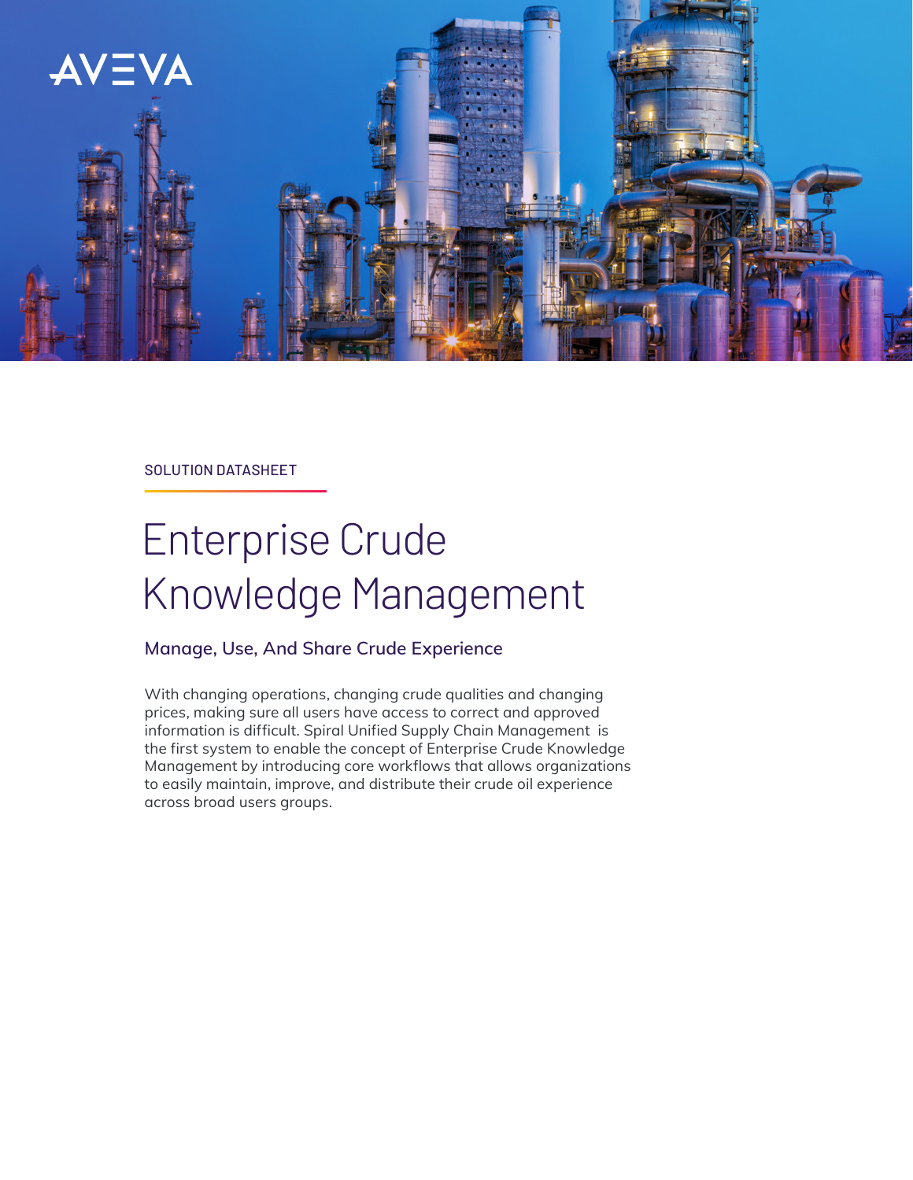AVEVA

SOLUTION DATASHEET

# Enterprise Crude Knowledge Management

## Manage, Use, And Share Crude Experience

With changing operations, changing crude qualities and changing prices, making sure all users have access to correct and approved information is difficult. Spiral Unified Supply Chain Management is the first system to enable the concept of Enterprise Crude Knowledge Management by introducing core workflows that allows organizations to easily maintain, improve, and distribute their crude oil experience across broad users groups.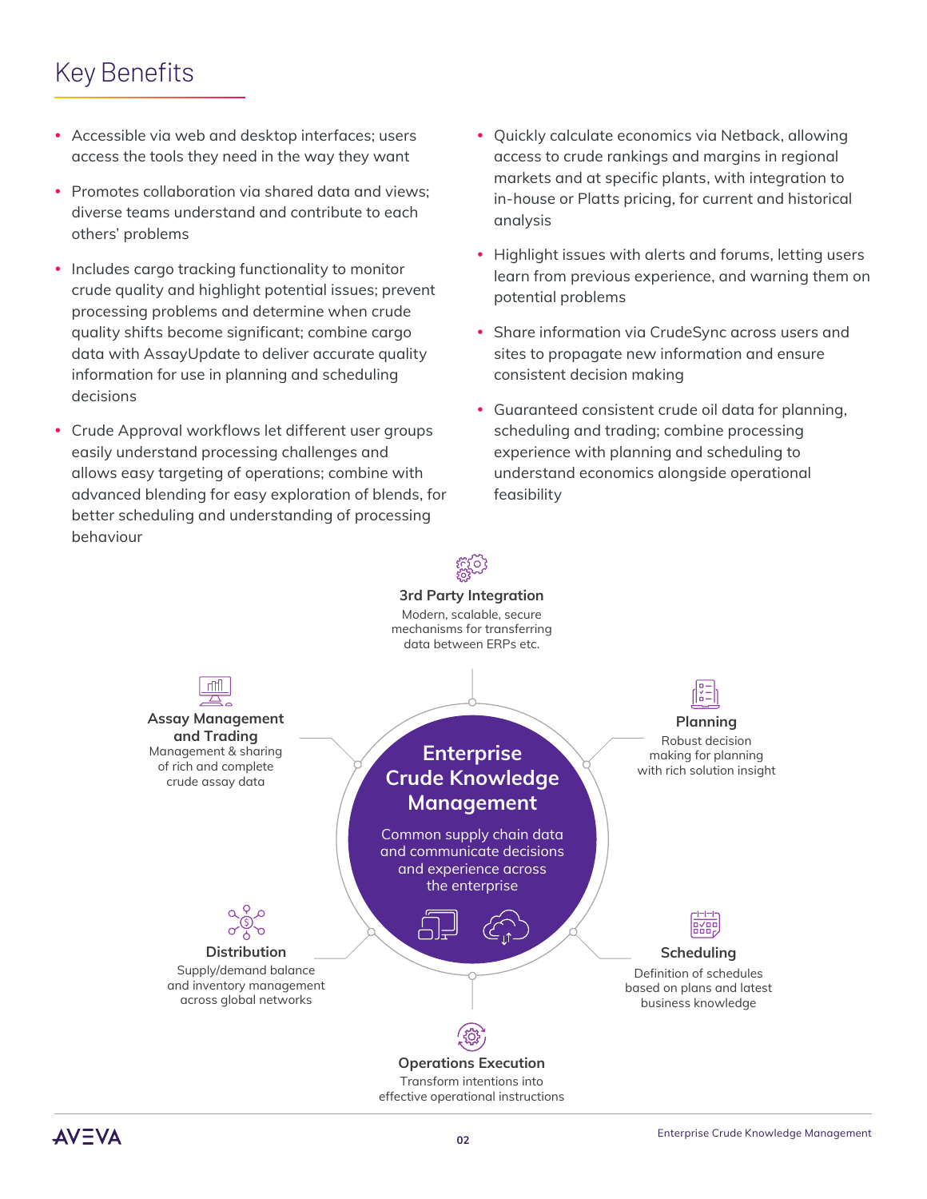# Key Benefits

- Accessible via web and desktop interfaces; users access the tools they need in the way they want
- Promotes collaboration via shared data and views; diverse teams understand and contribute to each others' problems
- Includes cargo tracking functionality to monitor crude quality and highlight potential issues; prevent processing problems and determine when crude quality shifts become significant; combine cargo data with AssayUpdate to deliver accurate quality information for use in planning and scheduling decisions
- Crude Approval workflows let different user groups easily understand processing challenges and allows easy targeting of operations; combine with advanced blending for easy exploration of blends, for better scheduling and understanding of processing behaviour
- Quickly calculate economics via Netback, allowing access to crude rankings and margins in regional markets and at specific plants, with integration to in-house or Platts pricing, for current and historical analysis
- Highlight issues with alerts and forums, letting users learn from previous experience, and warning them on potential problems
- Share information via CrudeSync across users and sites to propagate new information and ensure consistent decision making
- Guaranteed consistent crude oil data for planning, scheduling and trading; combine processing experience with planning and scheduling to understand economics alongside operational feasibility

**3rd Party Integration**
Modern, scalable, secure mechanisms for transferring data between ERPs etc.

**Assay Management and Trading**
Management & sharing of rich and complete crude assay data

**Planning**
Robust decision making for planning with rich solution insight

**Enterprise Crude Knowledge Management**
Common supply chain data and communicate decisions and experience across the enterprise

**Distribution**
Supply/demand balance and inventory management across global networks

**Scheduling**
Definition of schedules based on plans and latest business knowledge

**Operations Execution**
Transform intentions into effective operational instructions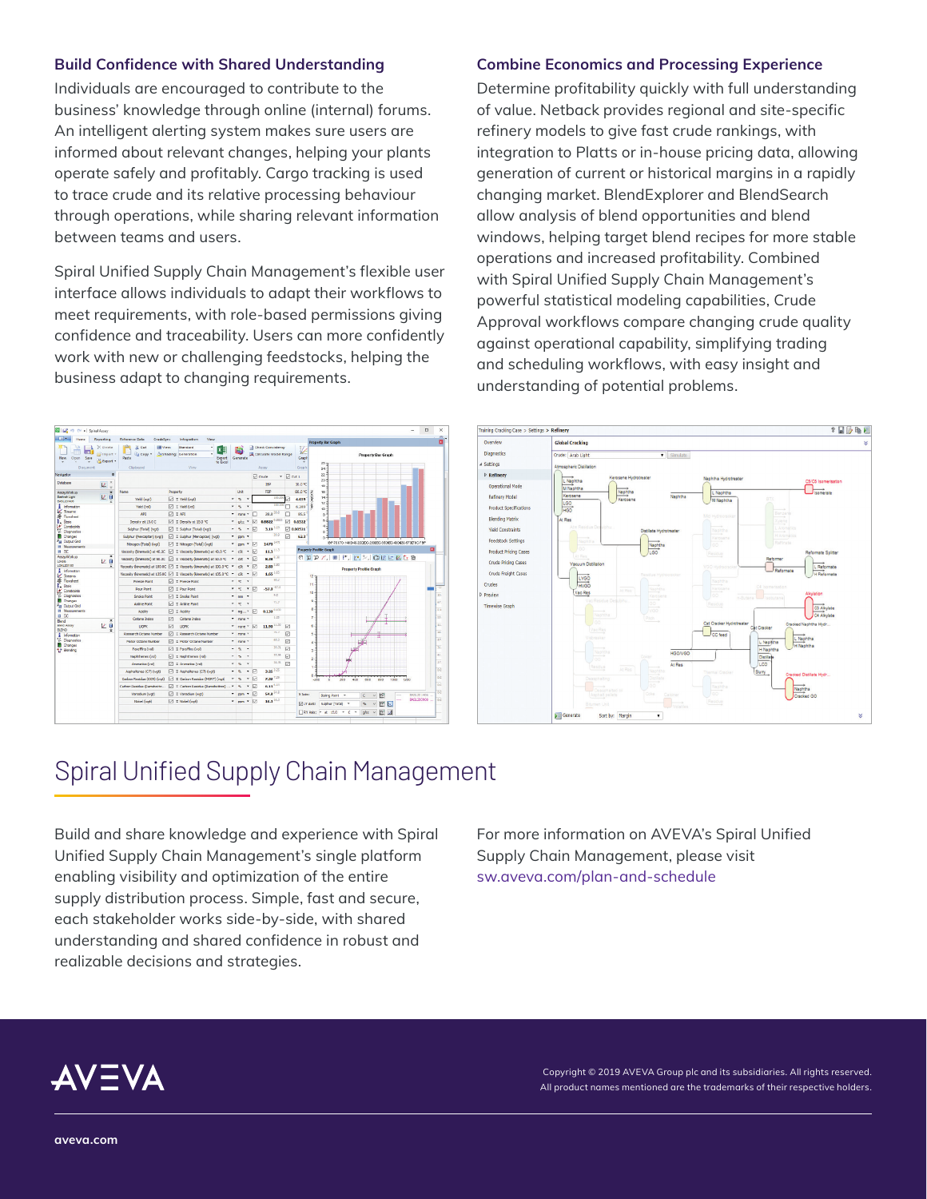## Build Confidence with Shared Understanding

Individuals are encouraged to contribute to the business' knowledge through online (internal) forums. An intelligent alerting system makes sure users are informed about relevant changes, helping your plants operate safely and profitably. Cargo tracking is used to trace crude and its relative processing behaviour through operations, while sharing relevant information between teams and users.

Spiral Unified Supply Chain Management's flexible user interface allows individuals to adapt their workflows to meet requirements, with role-based permissions giving confidence and traceability. Users can more confidently work with new or challenging feedstocks, helping the business adapt to changing requirements.

## Combine Economics and Processing Experience

Determine profitability quickly with full understanding of value. Netback provides regional and site-specific refinery models to give fast crude rankings, with integration to Platts or in-house pricing data, allowing generation of current or historical margins in a rapidly changing market. BlendExplorer and BlendSearch allow analysis of blend opportunities and blend windows, helping target blend recipes for more stable operations and increased profitability. Combined with Spiral Unified Supply Chain Management's powerful statistical modeling capabilities, Crude Approval workflows compare changing crude quality against operational capability, simplifying trading and scheduling workflows, with easy insight and understanding of potential problems.

# Spiral Unified Supply Chain Management

Build and share knowledge and experience with Spiral Unified Supply Chain Management's single platform enabling visibility and optimization of the entire supply distribution process. Simple, fast and secure, each stakeholder works side-by-side, with shared understanding and shared confidence in robust and realizable decisions and strategies.

For more information on AVEVA's Spiral Unified Supply Chain Management, please visit sw.aveva.com/plan-and-schedule

AVEVA

Copyright © 2019 AVEVA Group plc and its subsidiaries. All rights reserved.
All product names mentioned are the trademarks of their respective holders.

aveva.com